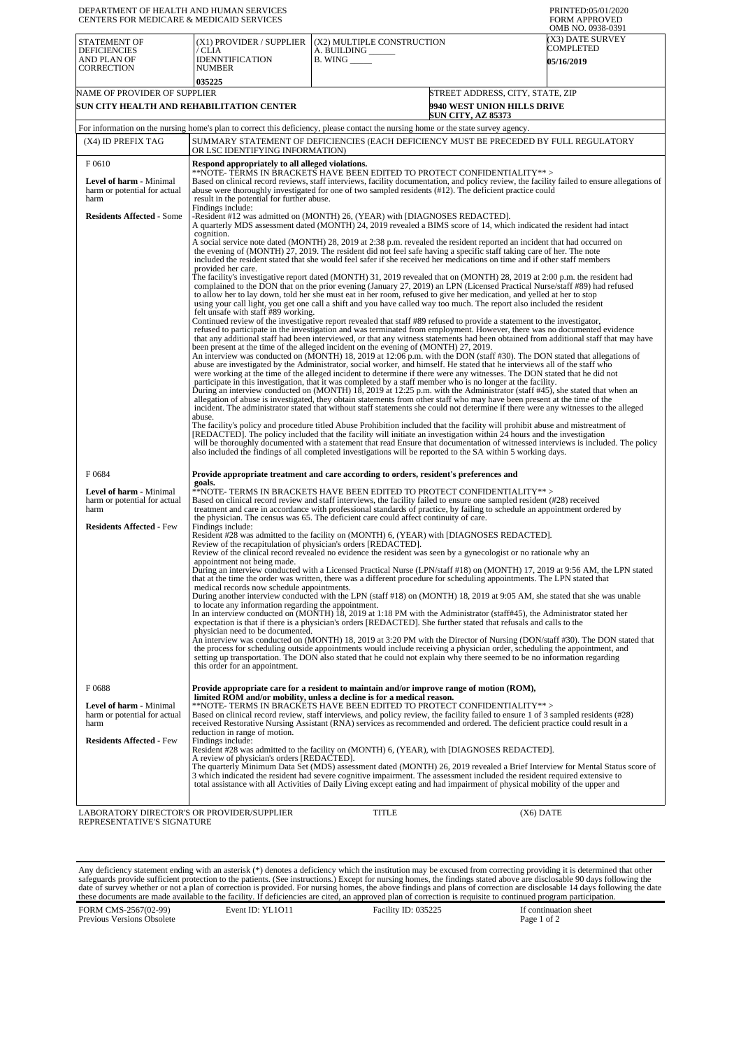DEPARTMENT OF HEALTH AND HUMAN SERVICES
CENTERS FOR MEDICARE & MEDICAID SERVICES

PRINTED:05/01/2020
FORM APPROVED
OMB NO. 0938-0391

| STATEMENT OF DEFICIENCIES AND PLAN OF CORRECTION | (X1) PROVIDER / SUPPLIER / CLIA IDENNTIFICATION NUMBER | (X2) MULTIPLE CONSTRUCTION A. BUILDING ______ B. WING _____ | (X3) DATE SURVEY COMPLETED |
|---|---|---|---|
| | 035225 | | 05/16/2019 |

| NAME OF PROVIDER OF SUPPLIER | STREET ADDRESS, CITY, STATE, ZIP |
|---|---|
| SUN CITY HEALTH AND REHABILITATION CENTER | 9940 WEST UNION HILLS DRIVE SUN CITY, AZ 85373 |

For information on the nursing home's plan to correct this deficiency, please contact the nursing home or the state survey agency.

| (X4) ID PREFIX TAG | SUMMARY STATEMENT OF DEFICIENCIES (EACH DEFICIENCY MUST BE PRECEDED BY FULL REGULATORY OR LSC IDENTIFYING INFORMATION) |
|---|---|
| F 0610<br><br>**Level of harm** - Minimal harm or potential for actual harm<br><br>**Residents Affected** - Some | **Respond appropriately to all alleged violations.**<br>**NOTE- TERMS IN BRACKETS HAVE BEEN EDITED TO PROTECT CONFIDENTIALITY** ><br>Based on clinical record reviews, staff interviews, facility documentation, and policy review, the facility failed to ensure allegations of abuse were thoroughly investigated for one of two sampled residents (#12). The deficient practice could result in the potential for further abuse.<br>Findings include:<br>-Resident #12 was admitted on (MONTH) 26, (YEAR) with [DIAGNOSES REDACTED].<br>A quarterly MDS assessment dated (MONTH) 24, 2019 revealed a BIMS score of 14, which indicated the resident had intact cognition.<br>A social service note dated (MONTH) 28, 2019 at 2:38 p.m. revealed the resident reported an incident that had occurred on the evening of (MONTH) 27, 2019. The resident did not feel safe having a specific staff taking care of her. The note included the resident stated that she would feel safer if she received her medications on time and if other staff members provided her care.<br>The facility's investigative report dated (MONTH) 31, 2019 revealed that on (MONTH) 28, 2019 at 2:00 p.m. the resident had complained to the DON that on the prior evening (January 27, 2019) an LPN (Licensed Practical Nurse/staff #89) had refused to allow her to lay down, told her she must eat in her room, refused to give her medication, and yelled at her to stop using your call light, you get one call a shift and you have called way too much. The report also included the resident felt unsafe with staff #89 working.<br>Continued review of the investigative report revealed that staff #89 refused to provide a statement to the investigator, refused to participate in the investigation and was terminated from employment. However, there was no documented evidence that any additional staff had been interviewed, or that any witness statements had been obtained from additional staff that may have been present at the time of the alleged incident on the evening of (MONTH) 27, 2019.<br>An interview was conducted on (MONTH) 18, 2019 at 12:06 p.m. with the DON (staff #30). The DON stated that allegations of abuse are investigated by the Administrator, social worker, and himself. He stated that he interviews all of the staff who were working at the time of the alleged incident to determine if there were any witnesses. The DON stated that he did not participate in this investigation, that it was completed by a staff member who is no longer at the facility.<br>During an interview conducted on (MONTH) 18, 2019 at 12:25 p.m. with the Administrator (staff #45), she stated that when an allegation of abuse is investigated, they obtain statements from other staff who may have been present at the time of the incident. The administrator stated that without staff statements she could not determine if there were any witnesses to the alleged abuse.<br>The facility's policy and procedure titled Abuse Prohibition included that the facility will prohibit abuse and mistreatment of [REDACTED]. The policy included that the facility will initiate an investigation within 24 hours and the investigation will be thoroughly documented with a statement that read Ensure that documentation of witnessed interviews is included. The policy also included the findings of all completed investigations will be reported to the SA within 5 working days. |
| F 0684<br><br>**Level of harm** - Minimal harm or potential for actual harm<br><br>**Residents Affected** - Few | **Provide appropriate treatment and care according to orders, resident's preferences and goals.**<br>**NOTE- TERMS IN BRACKETS HAVE BEEN EDITED TO PROTECT CONFIDENTIALITY** ><br>Based on clinical record review and staff interviews, the facility failed to ensure one sampled resident (#28) received treatment and care in accordance with professional standards of practice, by failing to schedule an appointment ordered by the physician. The census was 65. The deficient care could affect continuity of care.<br>Findings include:<br>Resident #28 was admitted to the facility on (MONTH) 6, (YEAR) with [DIAGNOSES REDACTED].<br>Review of the recapitulation of physician's orders [REDACTED].<br>Review of the clinical record revealed no evidence the resident was seen by a gynecologist or no rationale why an appointment not being made.<br>During an interview conducted with a Licensed Practical Nurse (LPN/staff #18) on (MONTH) 17, 2019 at 9:56 AM, the LPN stated that at the time the order was written, there was a different procedure for scheduling appointments. The LPN stated that medical records now schedule appointments.<br>During another interview conducted with the LPN (staff #18) on (MONTH) 18, 2019 at 9:05 AM, she stated that she was unable to locate any information regarding the appointment.<br>In an interview conducted on (MONTH) 18, 2019 at 1:18 PM with the Administrator (staff#45), the Administrator stated her expectation is that if there is a physician's orders [REDACTED]. She further stated that refusals and calls to the physician need to be documented.<br>An interview was conducted on (MONTH) 18, 2019 at 3:20 PM with the Director of Nursing (DON/staff #30). The DON stated that the process for scheduling outside appointments would include receiving a physician order, scheduling the appointment, and setting up transportation. The DON also stated that he could not explain why there seemed to be no information regarding this order for an appointment. |
| F 0688<br><br>**Level of harm** - Minimal harm or potential for actual harm<br><br>**Residents Affected** - Few | **Provide appropriate care for a resident to maintain and/or improve range of motion (ROM), limited ROM and/or mobility, unless a decline is for a medical reason.**<br>**NOTE- TERMS IN BRACKETS HAVE BEEN EDITED TO PROTECT CONFIDENTIALITY** ><br>Based on clinical record review, staff interviews, and policy review, the facility failed to ensure 1 of 3 sampled residents (#28) received Restorative Nursing Assistant (RNA) services as recommended and ordered. The deficient practice could result in a reduction in range of motion.<br>Findings include:<br>Resident #28 was admitted to the facility on (MONTH) 6, (YEAR), with [DIAGNOSES REDACTED].<br>A review of physician's orders [REDACTED].<br>The quarterly Minimum Data Set (MDS) assessment dated (MONTH) 26, 2019 revealed a Brief Interview for Mental Status score of 3 which indicated the resident had severe cognitive impairment. The assessment included the resident required extensive to total assistance with all Activities of Daily Living except eating and had impairment of physical mobility of the upper and |

LABORATORY DIRECTOR'S OR PROVIDER/SUPPLIER REPRESENTATIVE'S SIGNATURE | TITLE | (X6) DATE

Any deficiency statement ending with an asterisk (*) denotes a deficiency which the institution may be excused from correcting providing it is determined that other safeguards provide sufficient protection to the patients. (See instructions.) Except for nursing homes, the findings stated above are disclosable 90 days following the date of survey whether or not a plan of correction is provided. For nursing homes, the above findings and plans of correction are disclosable 14 days following the date these documents are made available to the facility. If deficiencies are cited, an approved plan of correction is requisite to continued program participation.

FORM CMS-2567(02-99) Previous Versions Obsolete | Event ID: YL1O11 | Facility ID: 035225 | If continuation sheet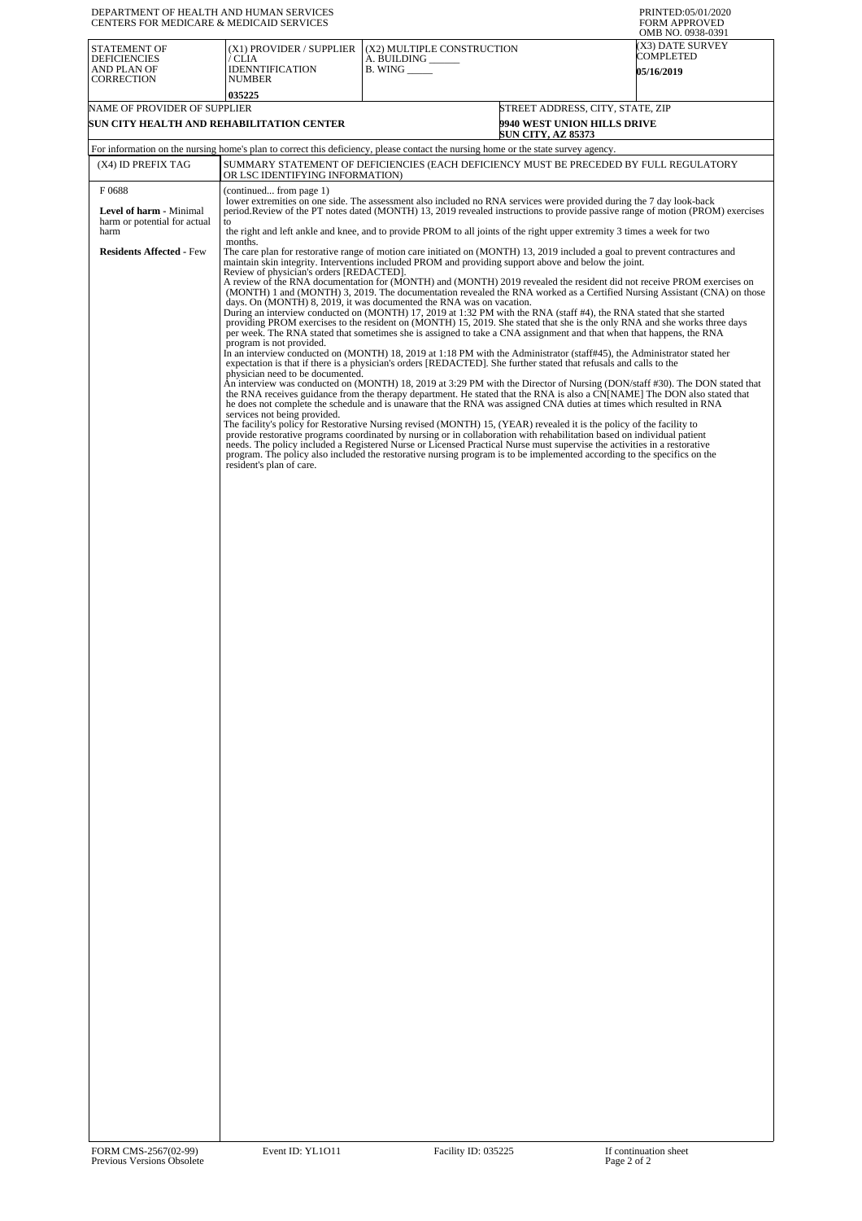DEPARTMENT OF HEALTH AND HUMAN SERVICES
CENTERS FOR MEDICARE & MEDICAID SERVICES

PRINTED:05/01/2020
FORM APPROVED
OMB NO. 0938-0391

| STATEMENT OF DEFICIENCIES AND PLAN OF CORRECTION | (X1) PROVIDER / SUPPLIER / CLIA IDENNTIFICATION NUMBER | (X2) MULTIPLE CONSTRUCTION | (X3) DATE SURVEY COMPLETED |
|---|---|---|---|
| | 035225 | A. BUILDING ______ B. WING _____ | 05/16/2019 |

| NAME OF PROVIDER OF SUPPLIER | STREET ADDRESS, CITY, STATE, ZIP |
|---|---|
| SUN CITY HEALTH AND REHABILITATION CENTER | 9940 WEST UNION HILLS DRIVE SUN CITY, AZ 85373 |

For information on the nursing home's plan to correct this deficiency, please contact the nursing home or the state survey agency.

| (X4) ID PREFIX TAG | SUMMARY STATEMENT OF DEFICIENCIES (EACH DEFICIENCY MUST BE PRECEDED BY FULL REGULATORY OR LSC IDENTIFYING INFORMATION) |
|---|---|
| F 0688<br><br>**Level of harm -** Minimal harm or potential for actual harm<br><br>**Residents Affected -** Few | (continued... from page 1)<br>lower extremities on one side. The assessment also included no RNA services were provided during the 7 day look-back period.Review of the PT notes dated (MONTH) 13, 2019 revealed instructions to provide passive range of motion (PROM) exercises to the right and left ankle and knee, and to provide PROM to all joints of the right upper extremity 3 times a week for two months.<br>The care plan for restorative range of motion care initiated on (MONTH) 13, 2019 included a goal to prevent contractures and maintain skin integrity. Interventions included PROM and providing support above and below the joint.<br>Review of physician's orders [REDACTED].<br>A review of the RNA documentation for (MONTH) and (MONTH) 2019 revealed the resident did not receive PROM exercises on (MONTH) 1 and (MONTH) 3, 2019. The documentation revealed the RNA worked as a Certified Nursing Assistant (CNA) on those days. On (MONTH) 8, 2019, it was documented the RNA was on vacation.<br>During an interview conducted on (MONTH) 17, 2019 at 1:32 PM with the RNA (staff #4), the RNA stated that she started providing PROM exercises to the resident on (MONTH) 15, 2019. She stated that she is the only RNA and she works three days per week. The RNA stated that sometimes she is assigned to take a CNA assignment and that when that happens, the RNA program is not provided.<br>In an interview conducted on (MONTH) 18, 2019 at 1:18 PM with the Administrator (staff#45), the Administrator stated her expectation is that if there is a physician's orders [REDACTED]. She further stated that refusals and calls to the physician need to be documented.<br>An interview was conducted on (MONTH) 18, 2019 at 3:29 PM with the Director of Nursing (DON/staff #30). The DON stated that the RNA receives guidance from the therapy department. He stated that the RNA is also a CN[NAME] The DON also stated that he does not complete the schedule and is unaware that the RNA was assigned CNA duties at times which resulted in RNA services not being provided.<br>The facility's policy for Restorative Nursing revised (MONTH) 15, (YEAR) revealed it is the policy of the facility to provide restorative programs coordinated by nursing or in collaboration with rehabilitation based on individual patient needs. The policy included a Registered Nurse or Licensed Practical Nurse must supervise the activities in a restorative program. The policy also included the restorative nursing program is to be implemented according to the specifics on the resident's plan of care. |

FORM CMS-2567(02-99) Previous Versions Obsolete | Event ID: YL1O11 | Facility ID: 035225 | If continuation sheet